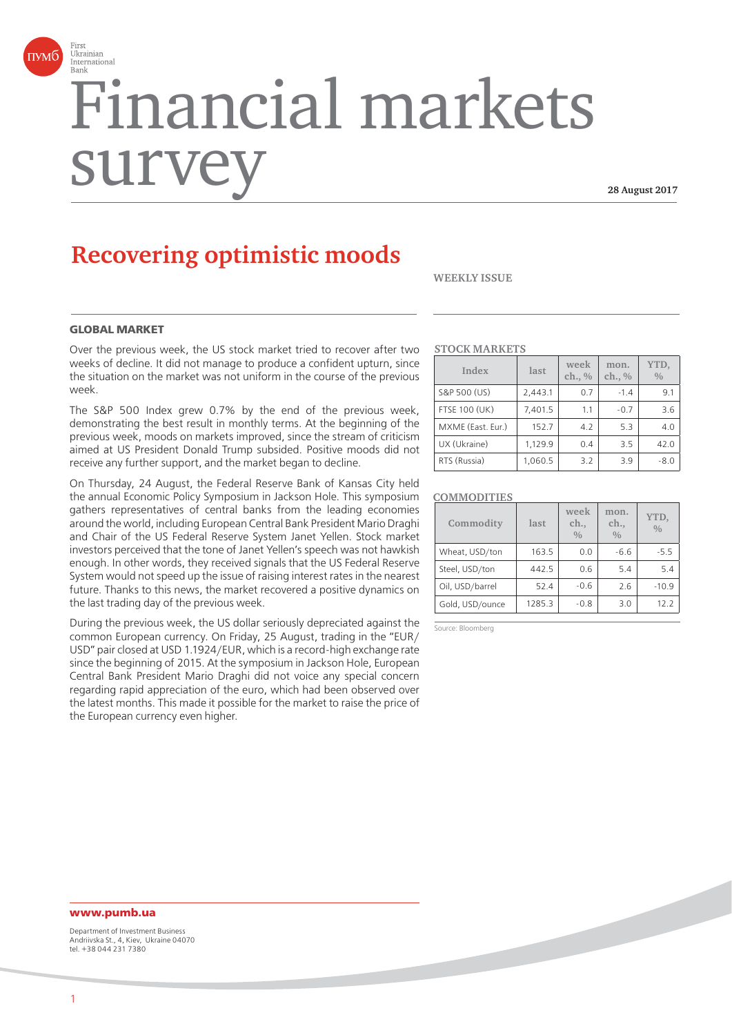# Financial markets survey

28 August 2017

## Recovering optimistic moods

WEEKLY ISSUE

### GLOBAL MARKET

Over the previous week, the US stock market tried to recover after two weeks of decline. It did not manage to produce a confident upturn, since the situation on the market was not uniform in the course of the previous week.

The S&P 500 Index grew 0.7% by the end of the previous week, demonstrating the best result in monthly terms. At the beginning of the previous week, moods on markets improved, since the stream of criticism aimed at US President Donald Trump subsided. Positive moods did not receive any further support, and the market began to decline.

On Thursday, 24 August, the Federal Reserve Bank of Kansas City held the annual Economic Policy Symposium in Jackson Hole. This symposium gathers representatives of central banks from the leading economies around the world, including European Central Bank President Mario Draghi and Chair of the US Federal Reserve System Janet Yellen. Stock market investors perceived that the tone of Janet Yellen's speech was not hawkish enough. In other words, they received signals that the US Federal Reserve System would not speed up the issue of raising interest rates in the nearest future. Thanks to this news, the market recovered a positive dynamics on the last trading day of the previous week.

During the previous week, the US dollar seriously depreciated against the common European currency. On Friday, 25 August, trading in the "EUR/USD" pair closed at USD 1.1924/EUR, which is a record-high exchange rate since the beginning of 2015. At the symposium in Jackson Hole, European Central Bank President Mario Draghi did not voice any special concern regarding rapid appreciation of the euro, which had been observed over the latest months. This made it possible for the market to raise the price of the European currency even higher.

**STOCK MARKETS**

| Index | last | week ch., % | mon. ch., % | YTD, % |
|---|---|---|---|---|
| S&P 500 (US) | 2,443.1 | 0.7 | -1.4 | 9.1 |
| FTSE 100 (UK) | 7,401.5 | 1.1 | -0.7 | 3.6 |
| MXME (East. Eur.) | 152.7 | 4.2 | 5.3 | 4.0 |
| UX (Ukraine) | 1,129.9 | 0.4 | 3.5 | 42.0 |
| RTS (Russia) | 1,060.5 | 3.2 | 3.9 | -8.0 |

**COMMODITIES**

| Commodity | last | week ch., % | mon. ch., % | YTD, % |
|---|---|---|---|---|
| Wheat, USD/ton | 163.5 | 0.0 | -6.6 | -5.5 |
| Steel, USD/ton | 442.5 | 0.6 | 5.4 | 5.4 |
| Oil, USD/barrel | 52.4 | -0.6 | 2.6 | -10.9 |
| Gold, USD/ounce | 1285.3 | -0.8 | 3.0 | 12.2 |

Source: Bloomberg

**www.pumb.ua**

Department of Investment Business
Andriivska St., 4, Kiev, Ukraine 04070
tel. +38 044 231 7380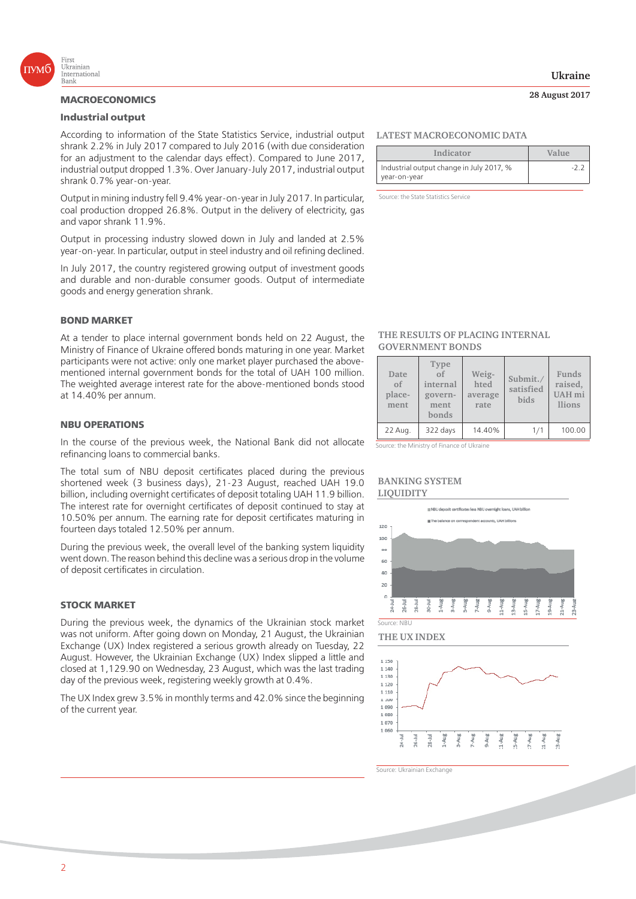## MACROECONOMICS

### Industrial output

According to information of the State Statistics Service, industrial output shrank 2.2% in July 2017 compared to July 2016 (with due consideration for an adjustment to the calendar days effect). Compared to June 2017, industrial output dropped 1.3%. Over January-July 2017, industrial output shrank 0.7% year-on-year.

Output in mining industry fell 9.4% year-on-year in July 2017. In particular, coal production dropped 26.8%. Output in the delivery of electricity, gas and vapor shrank 11.9%.

Output in processing industry slowed down in July and landed at 2.5% year-on-year. In particular, output in steel industry and oil refining declined.

In July 2017, the country registered growing output of investment goods and durable and non-durable consumer goods. Output of intermediate goods and energy generation shrank.

**LATEST MACROECONOMIC DATA**

| Indicator | Value |
|---|---|
| Industrial output change in July 2017, % year-on-year | -2.2 |

Source: the State Statistics Service

## BOND MARKET

At a tender to place internal government bonds held on 22 August, the Ministry of Finance of Ukraine offered bonds maturing in one year. Market participants were not active: only one market player purchased the above-mentioned internal government bonds for the total of UAH 100 million. The weighted average interest rate for the above-mentioned bonds stood at 14.40% per annum.

**THE RESULTS OF PLACING INTERNAL GOVERNMENT BONDS**

| Date of placement | Type of internal government bonds | Weighted average rate | Submit./ satisfied bids | Funds raised, UAH millions |
|---|---|---|---|---|
| 22 Aug. | 322 days | 14.40% | 1/1 | 100.00 |

Source: the Ministry of Finance of Ukraine

## NBU OPERATIONS

In the course of the previous week, the National Bank did not allocate refinancing loans to commercial banks.

The total sum of NBU deposit certificates placed during the previous shortened week (3 business days), 21-23 August, reached UAH 19.0 billion, including overnight certificates of deposit totaling UAH 11.9 billion. The interest rate for overnight certificates of deposit continued to stay at 10.50% per annum. The earning rate for deposit certificates maturing in fourteen days totaled 12.50% per annum.

During the previous week, the overall level of the banking system liquidity went down. The reason behind this decline was a serious drop in the volume of deposit certificates in circulation.

**BANKING SYSTEM LIQUIDITY**

Source: NBU

## STOCK MARKET

During the previous week, the dynamics of the Ukrainian stock market was not uniform. After going down on Monday, 21 August, the Ukrainian Exchange (UX) Index registered a serious growth already on Tuesday, 22 August. However, the Ukrainian Exchange (UX) Index slipped a little and closed at 1,129.90 on Wednesday, 23 August, which was the last trading day of the previous week, registering weekly growth at 0.4%.

The UX Index grew 3.5% in monthly terms and 42.0% since the beginning of the current year.

**THE UX INDEX**

Source: Ukrainian Exchange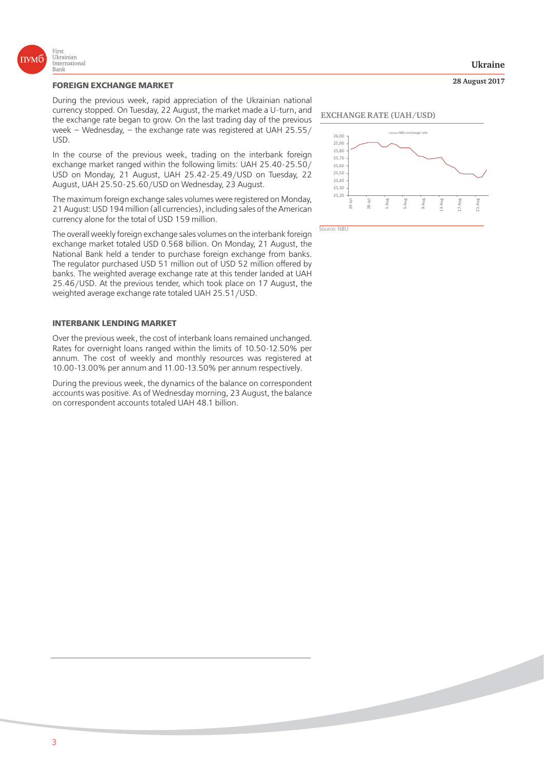## FOREIGN EXCHANGE MARKET

During the previous week, rapid appreciation of the Ukrainian national currency stopped. On Tuesday, 22 August, the market made a U-turn, and the exchange rate began to grow. On the last trading day of the previous week – Wednesday, – the exchange rate was registered at UAH 25.55/USD.

In the course of the previous week, trading on the interbank foreign exchange market ranged within the following limits: UAH 25.40-25.50/USD on Monday, 21 August, UAH 25.42-25.49/USD on Tuesday, 22 August, UAH 25.50-25.60/USD on Wednesday, 23 August.

The maximum foreign exchange sales volumes were registered on Monday, 21 August: USD 194 million (all currencies), including sales of the American currency alone for the total of USD 159 million.

The overall weekly foreign exchange sales volumes on the interbank foreign exchange market totaled USD 0.568 billion. On Monday, 21 August, the National Bank held a tender to purchase foreign exchange from banks. The regulator purchased USD 51 million out of USD 52 million offered by banks. The weighted average exchange rate at this tender landed at UAH 25.46/USD. At the previous tender, which took place on 17 August, the weighted average exchange rate totaled UAH 25.51/USD.

**EXCHANGE RATE (UAH/USD)**

Source: NBU

## INTERBANK LENDING MARKET

Over the previous week, the cost of interbank loans remained unchanged. Rates for overnight loans ranged within the limits of 10.50-12.50% per annum. The cost of weekly and monthly resources was registered at 10.00-13.00% per annum and 11.00-13.50% per annum respectively.

During the previous week, the dynamics of the balance on correspondent accounts was positive. As of Wednesday morning, 23 August, the balance on correspondent accounts totaled UAH 48.1 billion.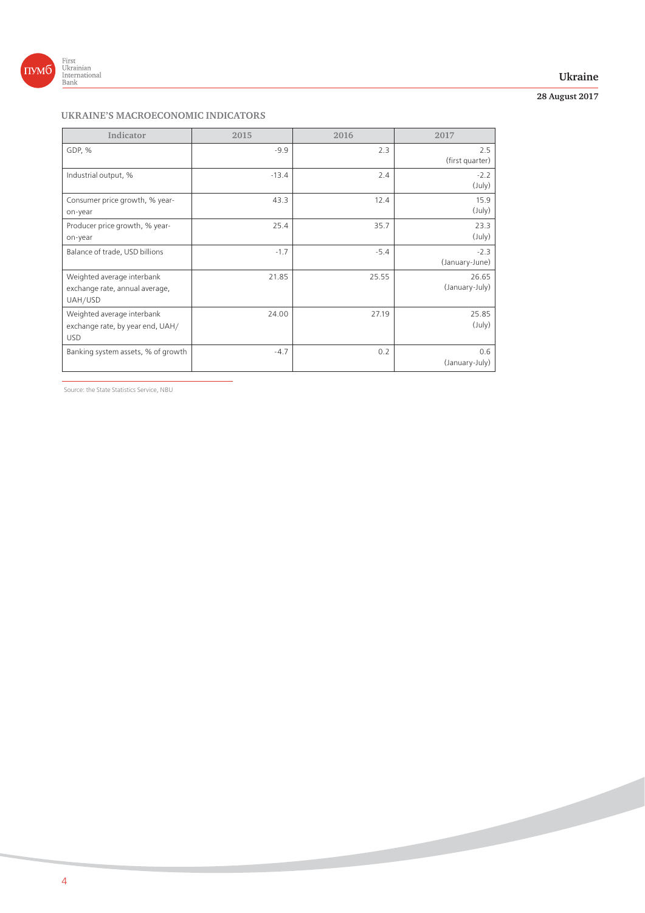## UKRAINE'S MACROECONOMIC INDICATORS

| Indicator | 2015 | 2016 | 2017 |
|---|---|---|---|
| GDP, % | -9.9 | 2.3 | 2.5 (first quarter) |
| Industrial output, % | -13.4 | 2.4 | -2.2 (July) |
| Consumer price growth, % year-on-year | 43.3 | 12.4 | 15.9 (July) |
| Producer price growth, % year-on-year | 25.4 | 35.7 | 23.3 (July) |
| Balance of trade, USD billions | -1.7 | -5.4 | -2.3 (January-June) |
| Weighted average interbank exchange rate, annual average, UAH/USD | 21.85 | 25.55 | 26.65 (January-July) |
| Weighted average interbank exchange rate, by year end, UAH/USD | 24.00 | 27.19 | 25.85 (July) |
| Banking system assets, % of growth | -4.7 | 0.2 | 0.6 (January-July) |

Source: the State Statistics Service, NBU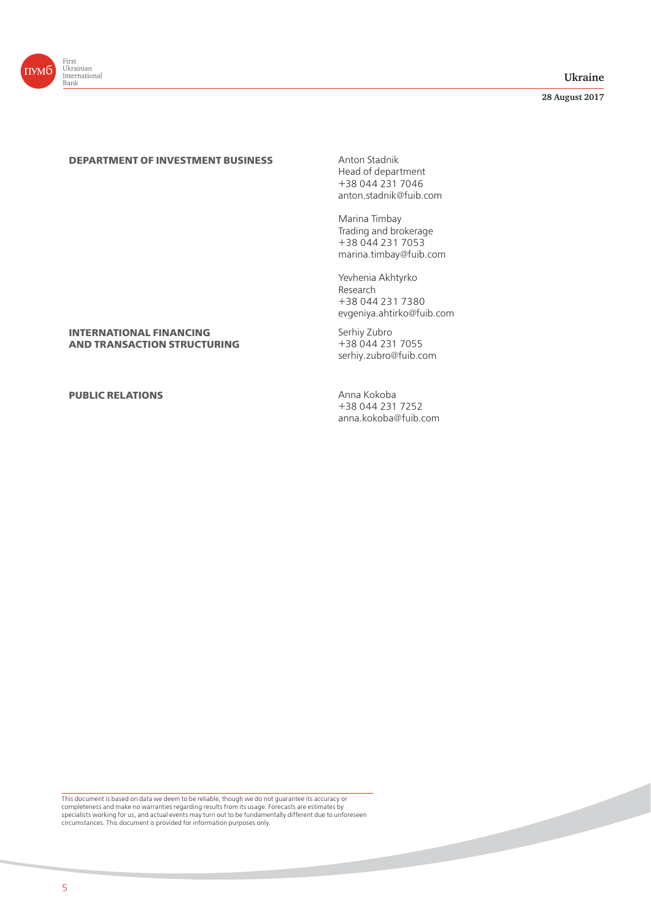**DEPARTMENT OF INVESTMENT BUSINESS**

Anton Stadnik
Head of department
+38 044 231 7046
anton.stadnik@fuib.com

Marina Timbay
Trading and brokerage
+38 044 231 7053
marina.timbay@fuib.com

Yevhenia Akhtyrko
Research
+38 044 231 7380
evgeniya.ahtirko@fuib.com

**INTERNATIONAL FINANCING AND TRANSACTION STRUCTURING**

Serhiy Zubro
+38 044 231 7055
serhiy.zubro@fuib.com

**PUBLIC RELATIONS**

Anna Kokoba
+38 044 231 7252
anna.kokoba@fuib.com

This document is based on data we deem to be reliable, though we do not guarantee its accuracy or completeness and make no warranties regarding results from its usage. Forecasts are estimates by specialists working for us, and actual events may turn out to be fundamentally different due to unforeseen circumstances. This document is provided for information purposes only.